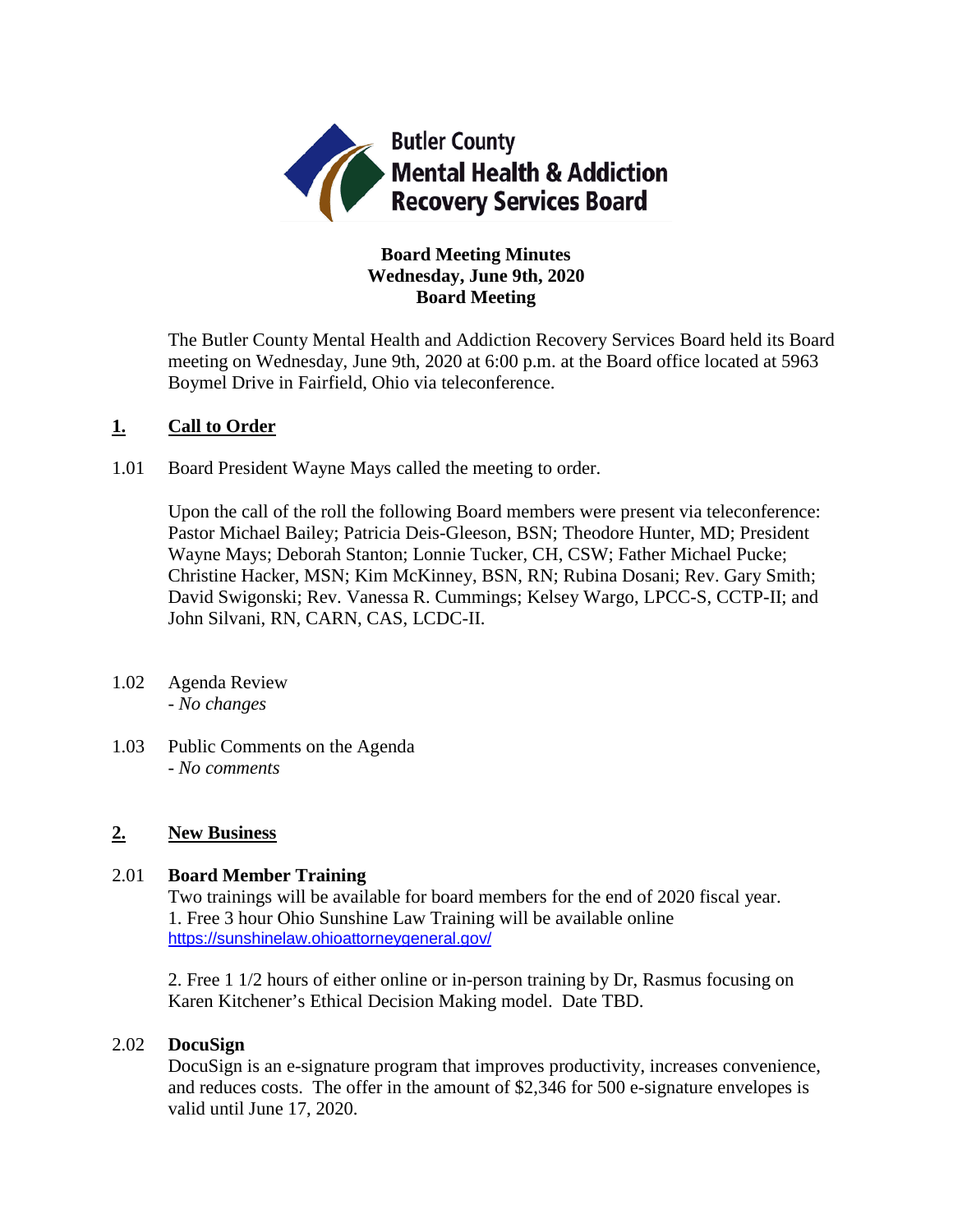Butler County
Mental Health & Addiction
Recovery Services Board

**Board Meeting Minutes**
**Wednesday, June 9th, 2020**
**Board Meeting**

The Butler County Mental Health and Addiction Recovery Services Board held its Board meeting on Wednesday, June 9th, 2020 at 6:00 p.m. at the Board office located at 5963 Boymel Drive in Fairfield, Ohio via teleconference.

## 1. Call to Order

1.01 Board President Wayne Mays called the meeting to order.

Upon the call of the roll the following Board members were present via teleconference: Pastor Michael Bailey; Patricia Deis-Gleeson, BSN; Theodore Hunter, MD; President Wayne Mays; Deborah Stanton; Lonnie Tucker, CH, CSW; Father Michael Pucke; Christine Hacker, MSN; Kim McKinney, BSN, RN; Rubina Dosani; Rev. Gary Smith; David Swigonski; Rev. Vanessa R. Cummings; Kelsey Wargo, LPCC-S, CCTP-II; and John Silvani, RN, CARN, CAS, LCDC-II.

1.02 Agenda Review
- *No changes*

1.03 Public Comments on the Agenda
- *No comments*

## 2. New Business

2.01 **Board Member Training**
Two trainings will be available for board members for the end of 2020 fiscal year.
1. Free 3 hour Ohio Sunshine Law Training will be available online
https://sunshinelaw.ohioattorneygeneral.gov/

2. Free 1 1/2 hours of either online or in-person training by Dr, Rasmus focusing on Karen Kitchener's Ethical Decision Making model. Date TBD.

2.02 **DocuSign**
DocuSign is an e-signature program that improves productivity, increases convenience, and reduces costs. The offer in the amount of $2,346 for 500 e-signature envelopes is valid until June 17, 2020.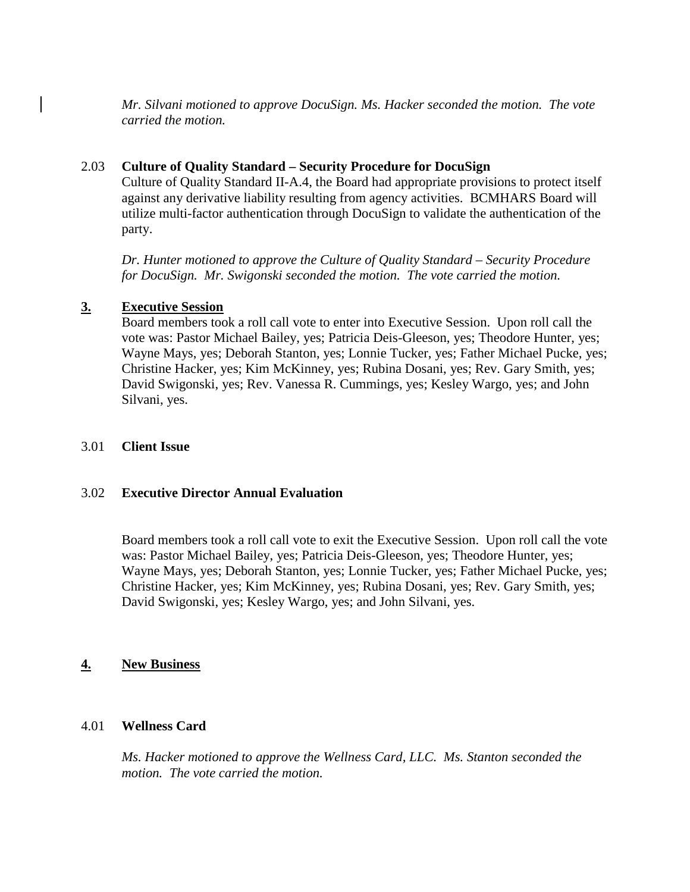*Mr. Silvani motioned to approve DocuSign. Ms. Hacker seconded the motion. The vote carried the motion.*

2.03 **Culture of Quality Standard – Security Procedure for DocuSign**

Culture of Quality Standard II-A.4, the Board had appropriate provisions to protect itself against any derivative liability resulting from agency activities. BCMHARS Board will utilize multi-factor authentication through DocuSign to validate the authentication of the party.

*Dr. Hunter motioned to approve the Culture of Quality Standard – Security Procedure for DocuSign. Mr. Swigonski seconded the motion. The vote carried the motion.*

## **3. Executive Session**

Board members took a roll call vote to enter into Executive Session. Upon roll call the vote was: Pastor Michael Bailey, yes; Patricia Deis-Gleeson, yes; Theodore Hunter, yes; Wayne Mays, yes; Deborah Stanton, yes; Lonnie Tucker, yes; Father Michael Pucke, yes; Christine Hacker, yes; Kim McKinney, yes; Rubina Dosani, yes; Rev. Gary Smith, yes; David Swigonski, yes; Rev. Vanessa R. Cummings, yes; Kesley Wargo, yes; and John Silvani, yes.

3.01 **Client Issue**

3.02 **Executive Director Annual Evaluation**

Board members took a roll call vote to exit the Executive Session. Upon roll call the vote was: Pastor Michael Bailey, yes; Patricia Deis-Gleeson, yes; Theodore Hunter, yes; Wayne Mays, yes; Deborah Stanton, yes; Lonnie Tucker, yes; Father Michael Pucke, yes; Christine Hacker, yes; Kim McKinney, yes; Rubina Dosani, yes; Rev. Gary Smith, yes; David Swigonski, yes; Kesley Wargo, yes; and John Silvani, yes.

## **4. New Business**

4.01 **Wellness Card**

*Ms. Hacker motioned to approve the Wellness Card, LLC. Ms. Stanton seconded the motion. The vote carried the motion.*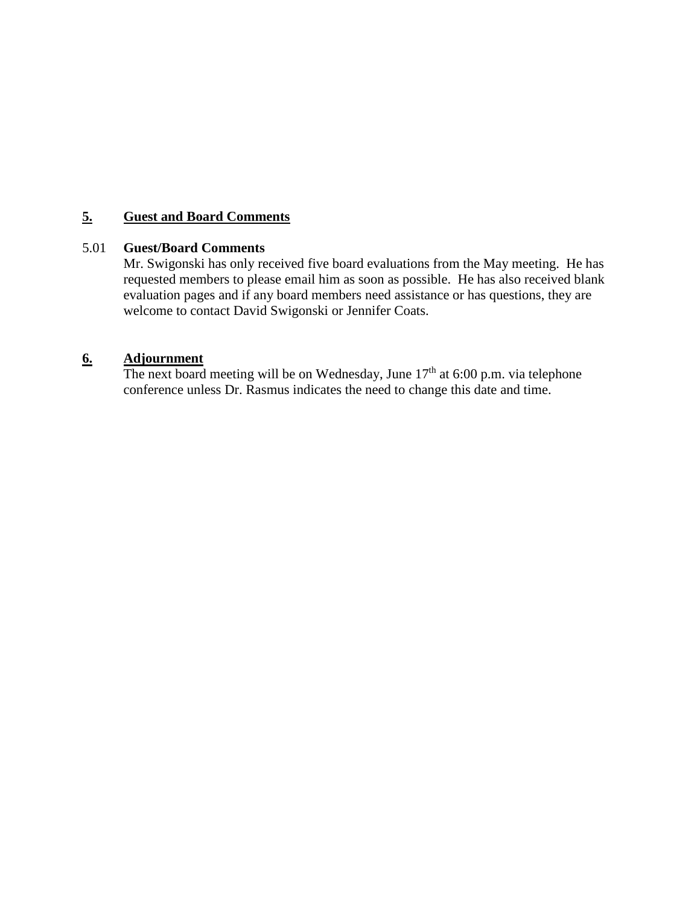## 5. Guest and Board Comments

### 5.01 Guest/Board Comments

Mr. Swigonski has only received five board evaluations from the May meeting. He has requested members to please email him as soon as possible. He has also received blank evaluation pages and if any board members need assistance or has questions, they are welcome to contact David Swigonski or Jennifer Coats.

## 6. Adjournment

The next board meeting will be on Wednesday, June 17th at 6:00 p.m. via telephone conference unless Dr. Rasmus indicates the need to change this date and time.